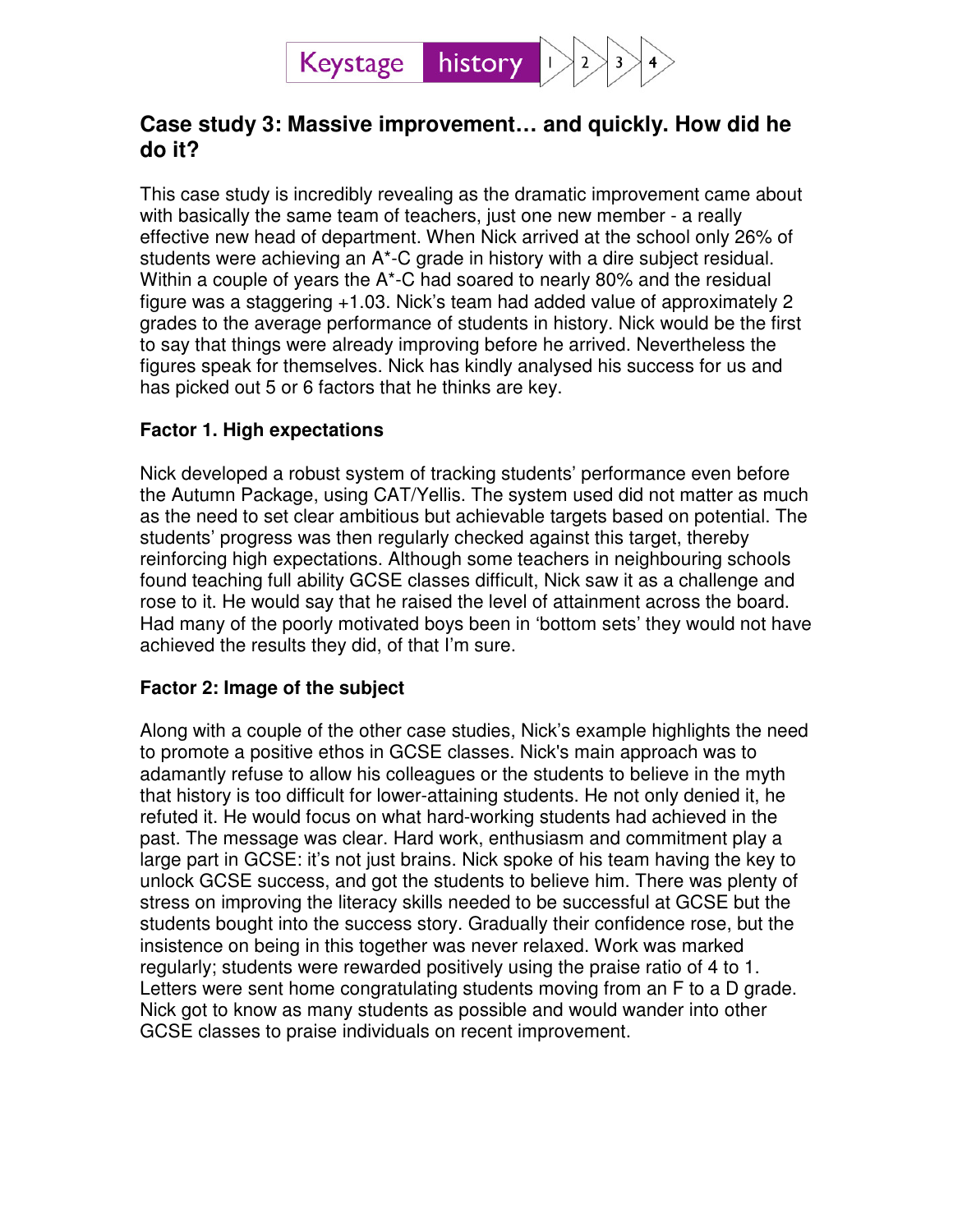## Case study 3: Massive improvement… and quickly. How did he do it?

This case study is incredibly revealing as the dramatic improvement came about with basically the same team of teachers, just one new member - a really effective new head of department. When Nick arrived at the school only 26% of students were achieving an A*-C grade in history with a dire subject residual. Within a couple of years the A*-C had soared to nearly 80% and the residual figure was a staggering +1.03. Nick's team had added value of approximately 2 grades to the average performance of students in history. Nick would be the first to say that things were already improving before he arrived. Nevertheless the figures speak for themselves. Nick has kindly analysed his success for us and has picked out 5 or 6 factors that he thinks are key.

### Factor 1. High expectations

Nick developed a robust system of tracking students' performance even before the Autumn Package, using CAT/Yellis. The system used did not matter as much as the need to set clear ambitious but achievable targets based on potential. The students' progress was then regularly checked against this target, thereby reinforcing high expectations. Although some teachers in neighbouring schools found teaching full ability GCSE classes difficult, Nick saw it as a challenge and rose to it. He would say that he raised the level of attainment across the board. Had many of the poorly motivated boys been in 'bottom sets' they would not have achieved the results they did, of that I'm sure.

### Factor 2: Image of the subject

Along with a couple of the other case studies, Nick's example highlights the need to promote a positive ethos in GCSE classes. Nick's main approach was to adamantly refuse to allow his colleagues or the students to believe in the myth that history is too difficult for lower-attaining students. He not only denied it, he refuted it. He would focus on what hard-working students had achieved in the past. The message was clear. Hard work, enthusiasm and commitment play a large part in GCSE: it's not just brains. Nick spoke of his team having the key to unlock GCSE success, and got the students to believe him. There was plenty of stress on improving the literacy skills needed to be successful at GCSE but the students bought into the success story. Gradually their confidence rose, but the insistence on being in this together was never relaxed. Work was marked regularly; students were rewarded positively using the praise ratio of 4 to 1. Letters were sent home congratulating students moving from an F to a D grade. Nick got to know as many students as possible and would wander into other GCSE classes to praise individuals on recent improvement.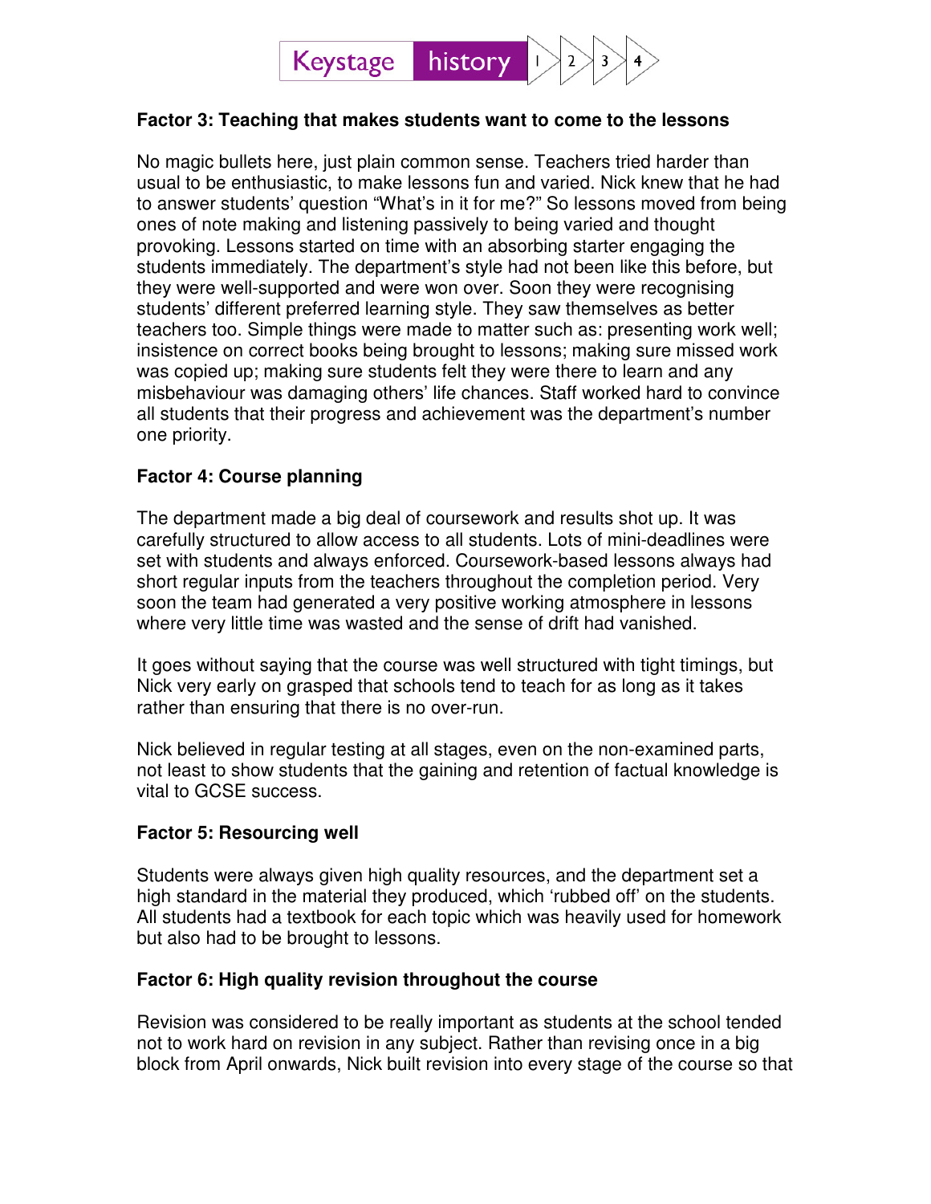### Factor 3: Teaching that makes students want to come to the lessons

No magic bullets here, just plain common sense. Teachers tried harder than usual to be enthusiastic, to make lessons fun and varied. Nick knew that he had to answer students' question "What's in it for me?" So lessons moved from being ones of note making and listening passively to being varied and thought provoking. Lessons started on time with an absorbing starter engaging the students immediately. The department's style had not been like this before, but they were well-supported and were won over. Soon they were recognising students' different preferred learning style. They saw themselves as better teachers too. Simple things were made to matter such as: presenting work well; insistence on correct books being brought to lessons; making sure missed work was copied up; making sure students felt they were there to learn and any misbehaviour was damaging others' life chances. Staff worked hard to convince all students that their progress and achievement was the department's number one priority.

### Factor 4: Course planning

The department made a big deal of coursework and results shot up. It was carefully structured to allow access to all students. Lots of mini-deadlines were set with students and always enforced. Coursework-based lessons always had short regular inputs from the teachers throughout the completion period. Very soon the team had generated a very positive working atmosphere in lessons where very little time was wasted and the sense of drift had vanished.

It goes without saying that the course was well structured with tight timings, but Nick very early on grasped that schools tend to teach for as long as it takes rather than ensuring that there is no over-run.

Nick believed in regular testing at all stages, even on the non-examined parts, not least to show students that the gaining and retention of factual knowledge is vital to GCSE success.

### Factor 5: Resourcing well

Students were always given high quality resources, and the department set a high standard in the material they produced, which 'rubbed off' on the students. All students had a textbook for each topic which was heavily used for homework but also had to be brought to lessons.

### Factor 6: High quality revision throughout the course

Revision was considered to be really important as students at the school tended not to work hard on revision in any subject. Rather than revising once in a big block from April onwards, Nick built revision into every stage of the course so that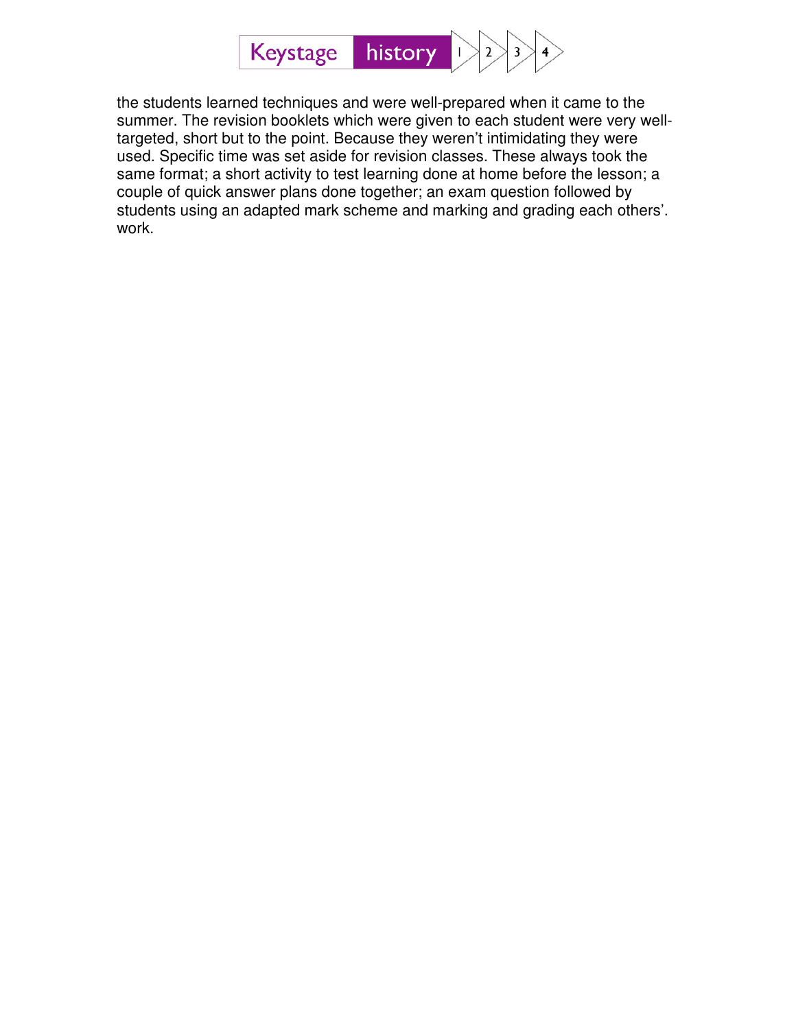the students learned techniques and were well-prepared when it came to the summer. The revision booklets which were given to each student were very well-targeted, short but to the point. Because they weren't intimidating they were used. Specific time was set aside for revision classes. These always took the same format; a short activity to test learning done at home before the lesson; a couple of quick answer plans done together; an exam question followed by students using an adapted mark scheme and marking and grading each others'. work.